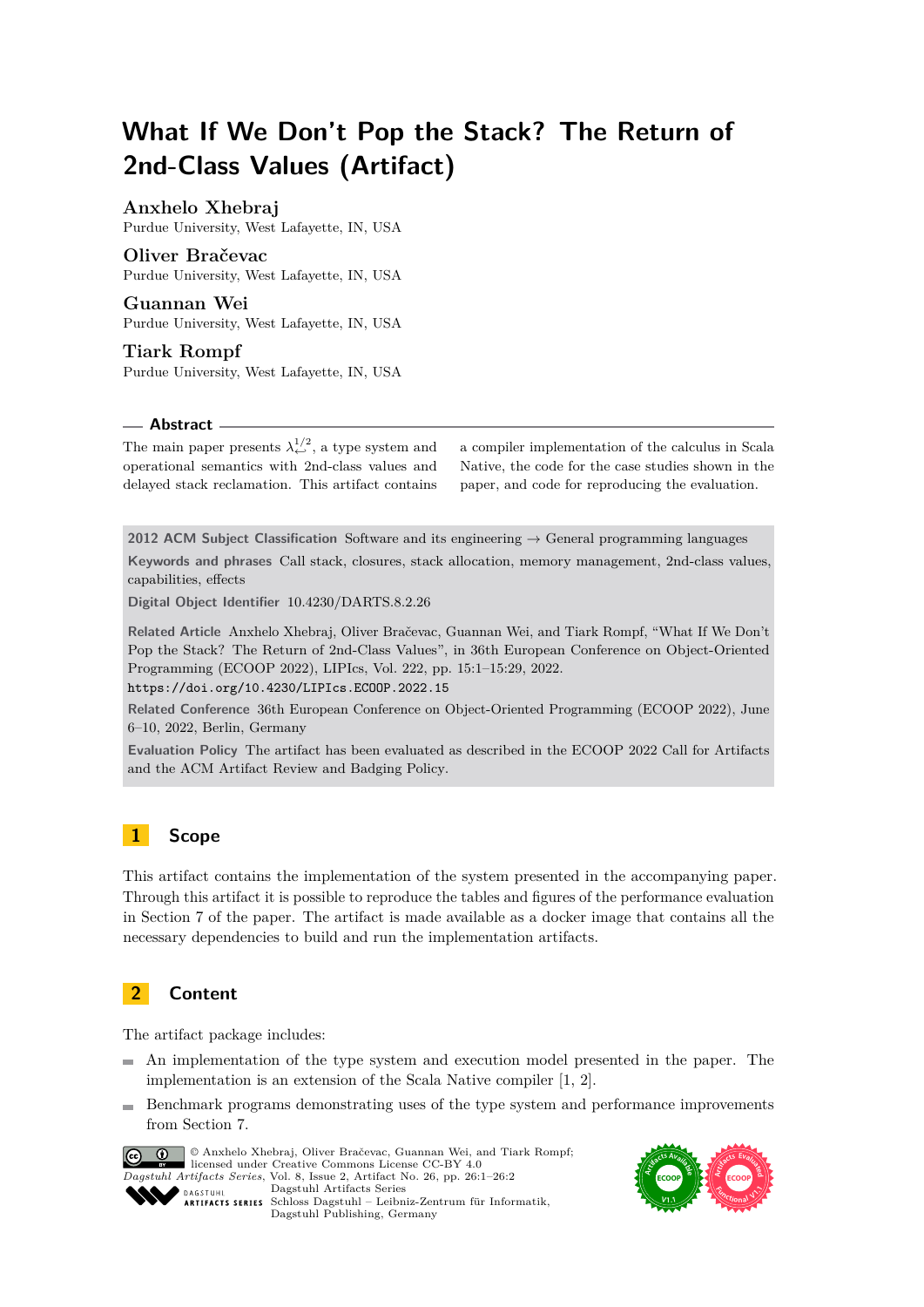# What If We Don't Pop the Stack? The Return of 2nd-Class Values (Artifact)

**Anxhelo Xhebraj**
Purdue University, West Lafayette, IN, USA

**Oliver Bračevac**
Purdue University, West Lafayette, IN, USA

**Guannan Wei**
Purdue University, West Lafayette, IN, USA

**Tiark Rompf**
Purdue University, West Lafayette, IN, USA

## Abstract

The main paper presents $\lambda^{1/2}_{\hookleftarrow}$, a type system and operational semantics with 2nd-class values and delayed stack reclamation. This artifact contains a compiler implementation of the calculus in Scala Native, the code for the case studies shown in the paper, and code for reproducing the evaluation.

**2012 ACM Subject Classification** Software and its engineering → General programming languages

**Keywords and phrases** Call stack, closures, stack allocation, memory management, 2nd-class values, capabilities, effects

**Digital Object Identifier** 10.4230/DARTS.8.2.26

**Related Article** Anxhelo Xhebraj, Oliver Bračevac, Guannan Wei, and Tiark Rompf, "What If We Don't Pop the Stack? The Return of 2nd-Class Values", in 36th European Conference on Object-Oriented Programming (ECOOP 2022), LIPIcs, Vol. 222, pp. 15:1–15:29, 2022.
https://doi.org/10.4230/LIPIcs.ECOOP.2022.15

**Related Conference** 36th European Conference on Object-Oriented Programming (ECOOP 2022), June 6–10, 2022, Berlin, Germany

**Evaluation Policy** The artifact has been evaluated as described in the ECOOP 2022 Call for Artifacts and the ACM Artifact Review and Badging Policy.

## 1 Scope

This artifact contains the implementation of the system presented in the accompanying paper. Through this artifact it is possible to reproduce the tables and figures of the performance evaluation in Section 7 of the paper. The artifact is made available as a docker image that contains all the necessary dependencies to build and run the implementation artifacts.

## 2 Content

The artifact package includes:

- An implementation of the type system and execution model presented in the paper. The implementation is an extension of the Scala Native compiler [1, 2].
- Benchmark programs demonstrating uses of the type system and performance improvements from Section 7.

© Anxhelo Xhebraj, Oliver Bračevac, Guannan Wei, and Tiark Rompf; licensed under Creative Commons License CC-BY 4.0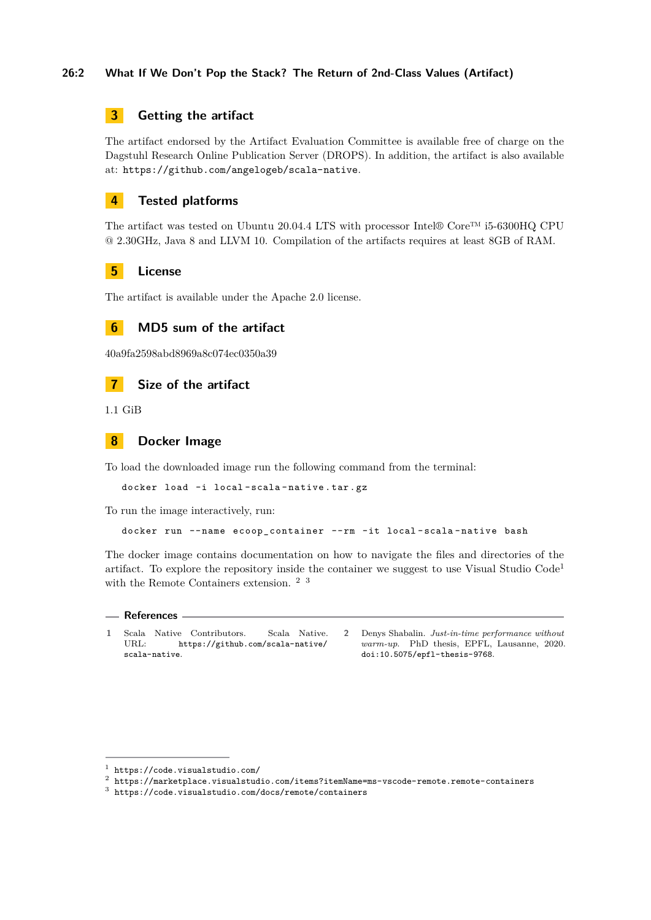## 3 Getting the artifact

The artifact endorsed by the Artifact Evaluation Committee is available free of charge on the Dagstuhl Research Online Publication Server (DROPS). In addition, the artifact is also available at: https://github.com/angelogeb/scala-native.

## 4 Tested platforms

The artifact was tested on Ubuntu 20.04.4 LTS with processor Intel® Core™ i5-6300HQ CPU @ 2.30GHz, Java 8 and LLVM 10. Compilation of the artifacts requires at least 8GB of RAM.

## 5 License

The artifact is available under the Apache 2.0 license.

## 6 MD5 sum of the artifact

40a9fa2598abd8969a8c074ec0350a39

## 7 Size of the artifact

1.1 GiB

## 8 Docker Image

To load the downloaded image run the following command from the terminal:

```
docker load -i local-scala-native.tar.gz
```

To run the image interactively, run:

```
docker run --name ecoop_container --rm -it local-scala-native bash
```

The docker image contains documentation on how to navigate the files and directories of the artifact. To explore the repository inside the container we suggest to use Visual Studio Code[1] with the Remote Containers extension. [2] [3]

### References

1 Scala Native Contributors. Scala Native. URL: https://github.com/scala-native/scala-native.

2 Denys Shabalin. *Just-in-time performance without warm-up*. PhD thesis, EPFL, Lausanne, 2020. doi:10.5075/epfl-thesis-9768.

---

[1] https://code.visualstudio.com/

[2] https://marketplace.visualstudio.com/items?itemName=ms-vscode-remote.remote-containers

[3] https://code.visualstudio.com/docs/remote/containers